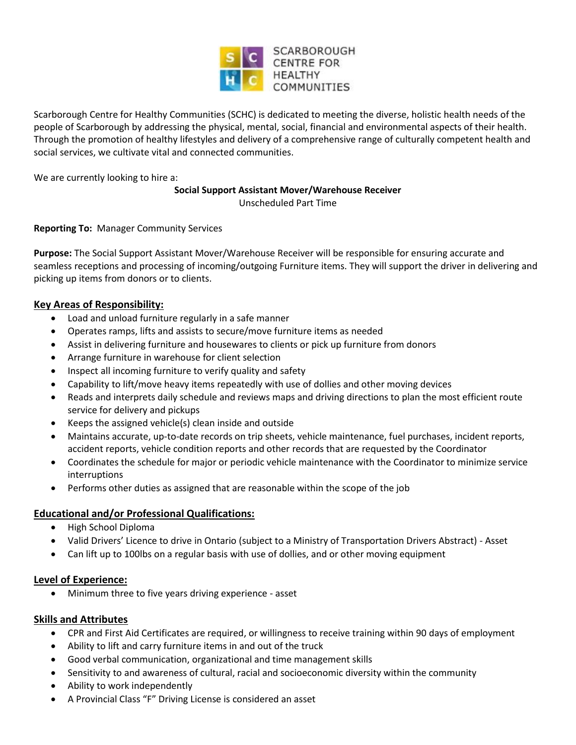SCARBOROUGH CENTRE FOR HEALTHY COMMUNITIES

Scarborough Centre for Healthy Communities (SCHC) is dedicated to meeting the diverse, holistic health needs of the people of Scarborough by addressing the physical, mental, social, financial and environmental aspects of their health. Through the promotion of healthy lifestyles and delivery of a comprehensive range of culturally competent health and social services, we cultivate vital and connected communities.

We are currently looking to hire a:

**Social Support Assistant Mover/Warehouse Receiver**
Unscheduled Part Time

**Reporting To:** Manager Community Services

**Purpose:** The Social Support Assistant Mover/Warehouse Receiver will be responsible for ensuring accurate and seamless receptions and processing of incoming/outgoing Furniture items. They will support the driver in delivering and picking up items from donors or to clients.

## Key Areas of Responsibility:

- Load and unload furniture regularly in a safe manner
- Operates ramps, lifts and assists to secure/move furniture items as needed
- Assist in delivering furniture and housewares to clients or pick up furniture from donors
- Arrange furniture in warehouse for client selection
- Inspect all incoming furniture to verify quality and safety
- Capability to lift/move heavy items repeatedly with use of dollies and other moving devices
- Reads and interprets daily schedule and reviews maps and driving directions to plan the most efficient route service for delivery and pickups
- Keeps the assigned vehicle(s) clean inside and outside
- Maintains accurate, up-to-date records on trip sheets, vehicle maintenance, fuel purchases, incident reports, accident reports, vehicle condition reports and other records that are requested by the Coordinator
- Coordinates the schedule for major or periodic vehicle maintenance with the Coordinator to minimize service interruptions
- Performs other duties as assigned that are reasonable within the scope of the job

## Educational and/or Professional Qualifications:

- High School Diploma
- Valid Drivers' Licence to drive in Ontario (subject to a Ministry of Transportation Drivers Abstract) - Asset
- Can lift up to 100lbs on a regular basis with use of dollies, and or other moving equipment

## Level of Experience:

- Minimum three to five years driving experience - asset

## Skills and Attributes

- CPR and First Aid Certificates are required, or willingness to receive training within 90 days of employment
- Ability to lift and carry furniture items in and out of the truck
- Good verbal communication, organizational and time management skills
- Sensitivity to and awareness of cultural, racial and socioeconomic diversity within the community
- Ability to work independently
- A Provincial Class "F" Driving License is considered an asset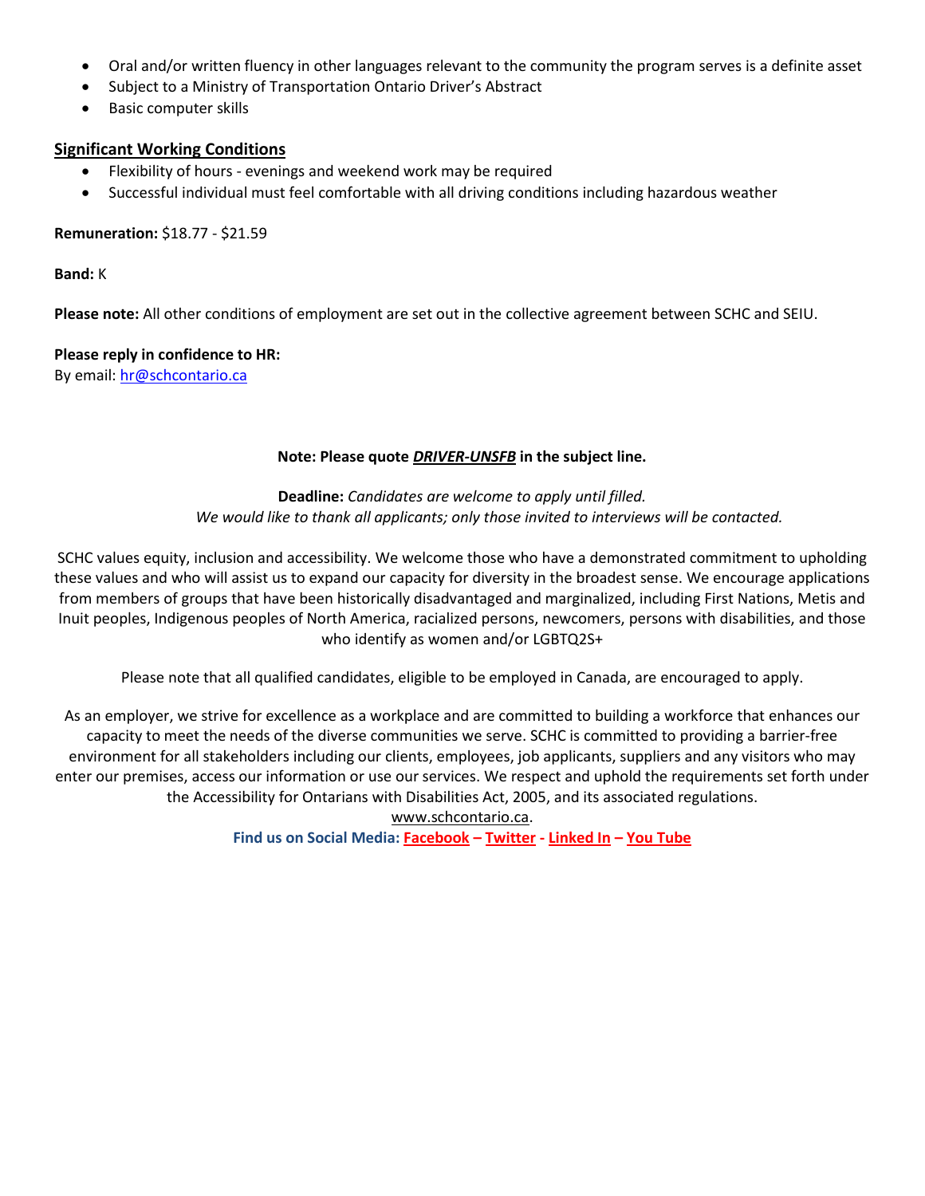- Oral and/or written fluency in other languages relevant to the community the program serves is a definite asset
- Subject to a Ministry of Transportation Ontario Driver's Abstract
- Basic computer skills

## Significant Working Conditions

- Flexibility of hours - evenings and weekend work may be required
- Successful individual must feel comfortable with all driving conditions including hazardous weather

**Remuneration:** $18.77 - $21.59

**Band:** K

**Please note:** All other conditions of employment are set out in the collective agreement between SCHC and SEIU.

**Please reply in confidence to HR:**
By email: hr@schcontario.ca

**Note: Please quote *DRIVER-UNSFB* in the subject line.**

**Deadline:** *Candidates are welcome to apply until filled.*
*We would like to thank all applicants; only those invited to interviews will be contacted.*

SCHC values equity, inclusion and accessibility. We welcome those who have a demonstrated commitment to upholding these values and who will assist us to expand our capacity for diversity in the broadest sense. We encourage applications from members of groups that have been historically disadvantaged and marginalized, including First Nations, Metis and Inuit peoples, Indigenous peoples of North America, racialized persons, newcomers, persons with disabilities, and those who identify as women and/or LGBTQ2S+

Please note that all qualified candidates, eligible to be employed in Canada, are encouraged to apply.

As an employer, we strive for excellence as a workplace and are committed to building a workforce that enhances our capacity to meet the needs of the diverse communities we serve. SCHC is committed to providing a barrier-free environment for all stakeholders including our clients, employees, job applicants, suppliers and any visitors who may enter our premises, access our information or use our services. We respect and uphold the requirements set forth under the Accessibility for Ontarians with Disabilities Act, 2005, and its associated regulations.
www.schcontario.ca.

**Find us on Social Media: Facebook – Twitter - Linked In – You Tube**